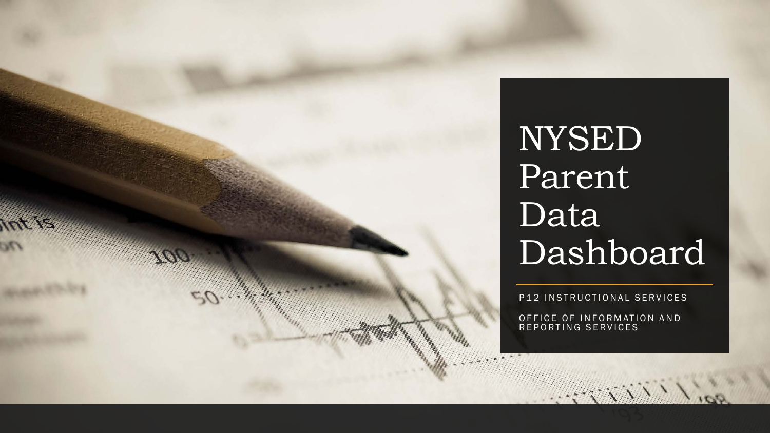# NYSED Parent Data Dashboard

P12 INSTRUCTIONAL SERVICES

OFFICE OF INFORMATION AND REPORTING SERVICES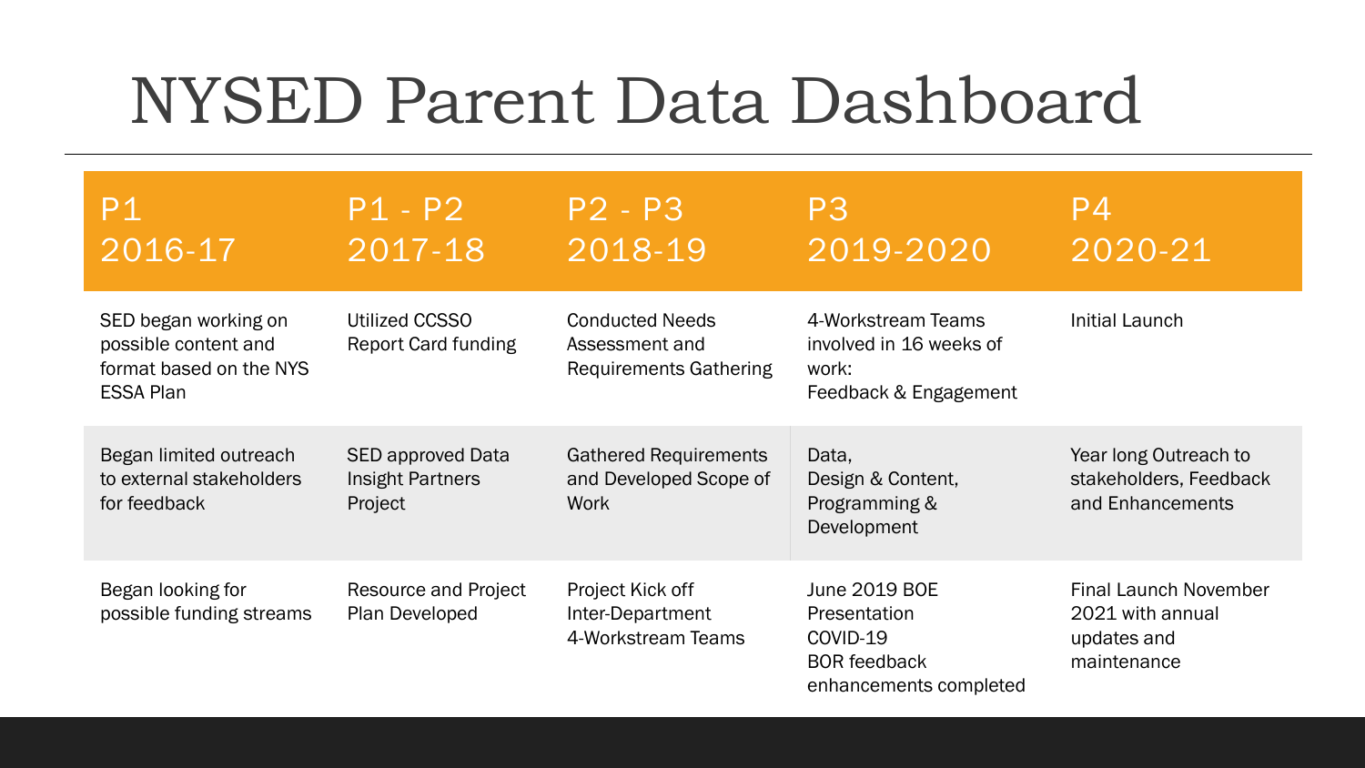# NYSED Parent Data Dashboard

| P1 2016-17 | P1 - P2 2017-18 | P2 - P3 2018-19 | P3 2019-2020 | P4 2020-21 |
|---|---|---|---|---|
| SED began working on possible content and format based on the NYS ESSA Plan | Utilized CCSSO Report Card funding | Conducted Needs Assessment and Requirements Gathering | 4-Workstream Teams involved in 16 weeks of work: Feedback & Engagement | Initial Launch |
| Began limited outreach to external stakeholders for feedback | SED approved Data Insight Partners Project | Gathered Requirements and Developed Scope of Work | Data, Design & Content, Programming & Development | Year long Outreach to stakeholders, Feedback and Enhancements |
| Began looking for possible funding streams | Resource and Project Plan Developed | Project Kick off Inter-Department 4-Workstream Teams | June 2019 BOE Presentation COVID-19 BOR feedback enhancements completed | Final Launch November 2021 with annual updates and maintenance |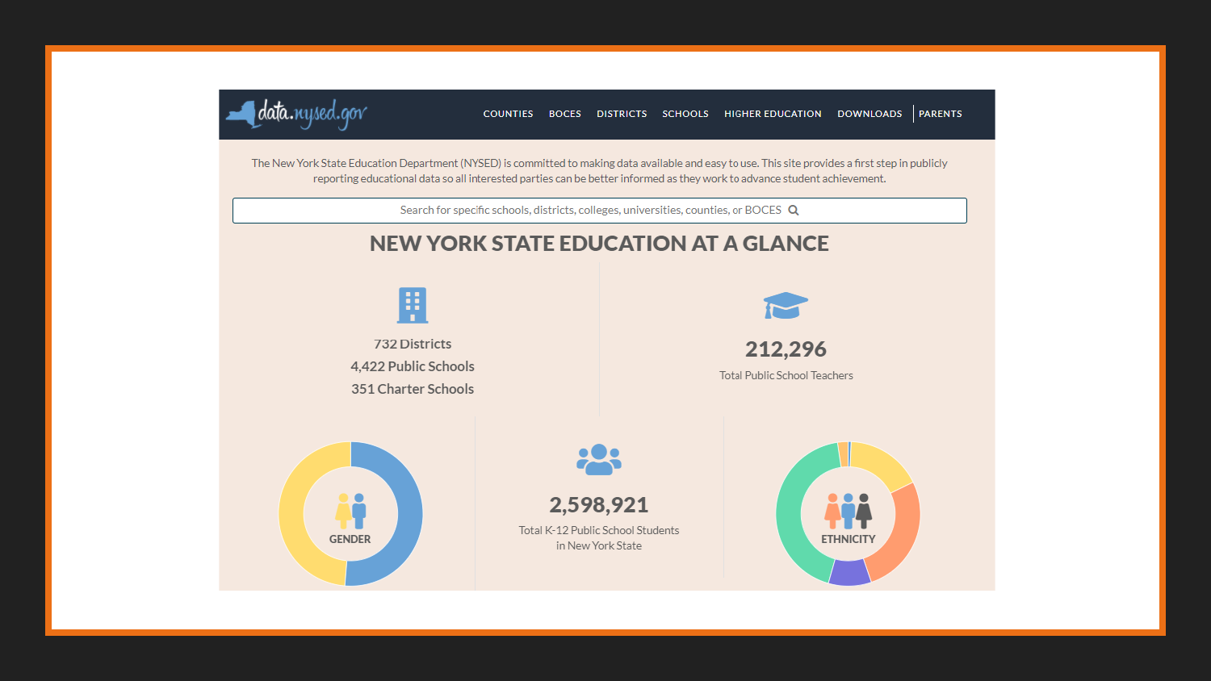data.nysed.gov

COUNTIES | BOCES | DISTRICTS | SCHOOLS | HIGHER EDUCATION | DOWNLOADS | PARENTS

The New York State Education Department (NYSED) is committed to making data available and easy to use. This site provides a first step in publicly reporting educational data so all interested parties can be better informed as they work to advance student achievement.

Search for specific schools, districts, colleges, universities, counties, or BOCES

# NEW YORK STATE EDUCATION AT A GLANCE

732 Districts
4,422 Public Schools
351 Charter Schools

**212,296**
Total Public School Teachers

GENDER

**2,598,921**
Total K-12 Public School Students in New York State

ETHNICITY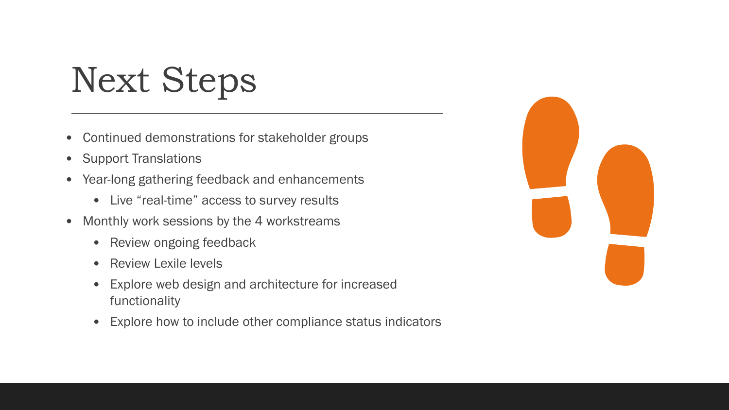# Next Steps

- Continued demonstrations for stakeholder groups
- Support Translations
- Year-long gathering feedback and enhancements
    - Live "real-time" access to survey results
- Monthly work sessions by the 4 workstreams
    - Review ongoing feedback
    - Review Lexile levels
    - Explore web design and architecture for increased functionality
    - Explore how to include other compliance status indicators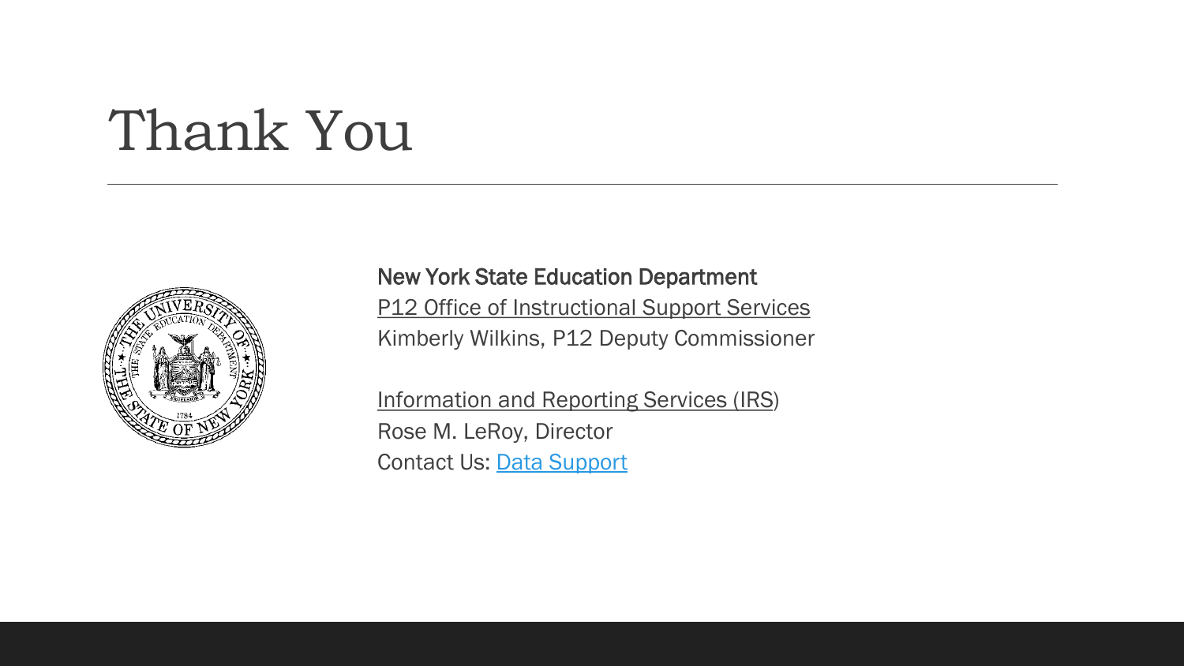# Thank You

**New York State Education Department**

P12 Office of Instructional Support Services

Kimberly Wilkins, P12 Deputy Commissioner

Information and Reporting Services (IRS)

Rose M. LeRoy, Director

Contact Us: Data Support